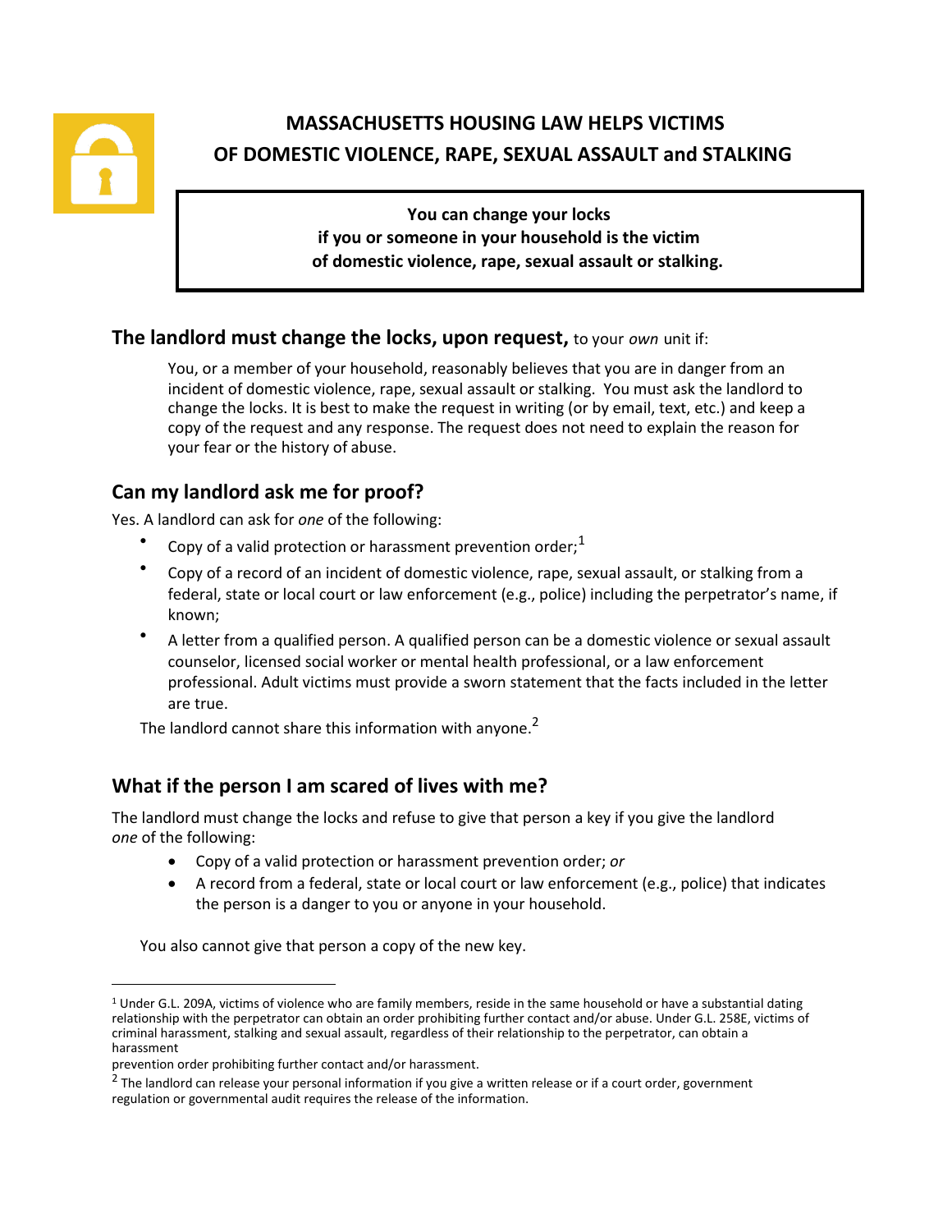# MASSACHUSETTS HOUSING LAW HELPS VICTIMS OF DOMESTIC VIOLENCE, RAPE, SEXUAL ASSAULT and STALKING

**You can change your locks if you or someone in your household is the victim of domestic violence, rape, sexual assault or stalking.**

## The landlord must change the locks, upon request, to your *own* unit if:

You, or a member of your household, reasonably believes that you are in danger from an incident of domestic violence, rape, sexual assault or stalking. You must ask the landlord to change the locks. It is best to make the request in writing (or by email, text, etc.) and keep a copy of the request and any response. The request does not need to explain the reason for your fear or the history of abuse.

## Can my landlord ask me for proof?

Yes. A landlord can ask for *one* of the following:

- Copy of a valid protection or harassment prevention order;[1]
- Copy of a record of an incident of domestic violence, rape, sexual assault, or stalking from a federal, state or local court or law enforcement (e.g., police) including the perpetrator's name, if known;
- A letter from a qualified person. A qualified person can be a domestic violence or sexual assault counselor, licensed social worker or mental health professional, or a law enforcement professional. Adult victims must provide a sworn statement that the facts included in the letter are true.

The landlord cannot share this information with anyone.[2]

## What if the person I am scared of lives with me?

The landlord must change the locks and refuse to give that person a key if you give the landlord *one* of the following:

- Copy of a valid protection or harassment prevention order; *or*
- A record from a federal, state or local court or law enforcement (e.g., police) that indicates the person is a danger to you or anyone in your household.

You also cannot give that person a copy of the new key.

---

[1] Under G.L. 209A, victims of violence who are family members, reside in the same household or have a substantial dating relationship with the perpetrator can obtain an order prohibiting further contact and/or abuse. Under G.L. 258E, victims of criminal harassment, stalking and sexual assault, regardless of their relationship to the perpetrator, can obtain a harassment prevention order prohibiting further contact and/or harassment.

[2] The landlord can release your personal information if you give a written release or if a court order, government regulation or governmental audit requires the release of the information.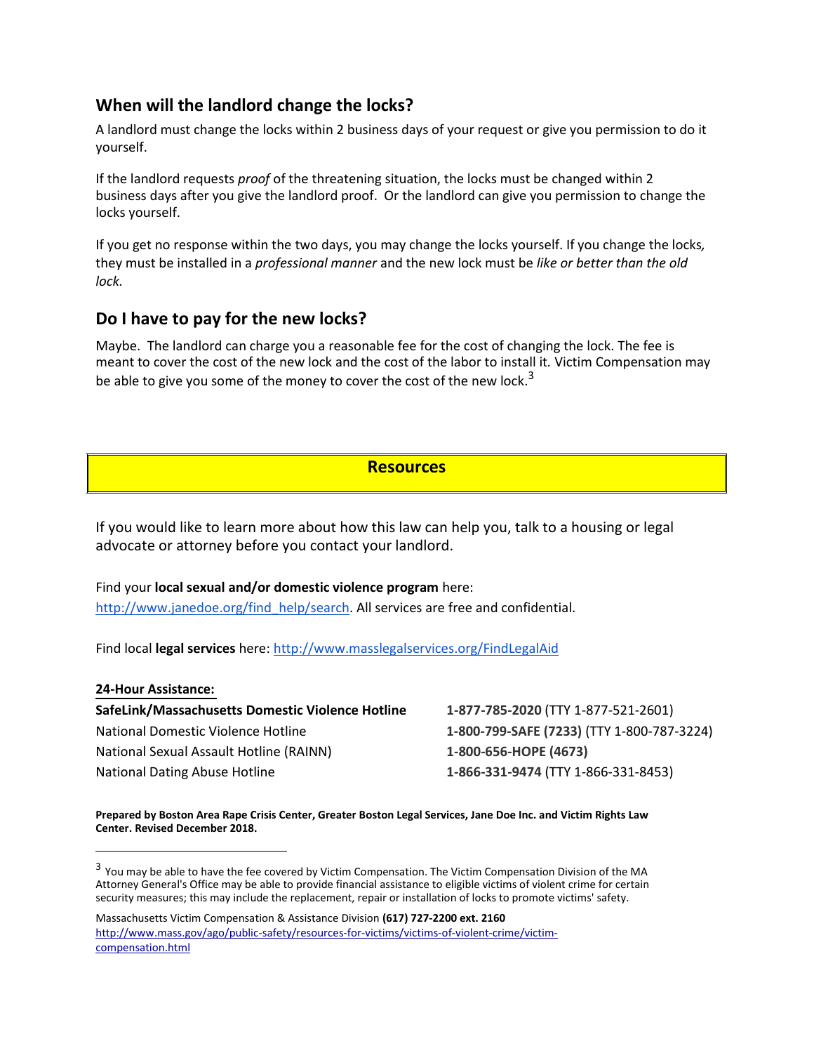## When will the landlord change the locks?

A landlord must change the locks within 2 business days of your request or give you permission to do it yourself.

If the landlord requests *proof* of the threatening situation, the locks must be changed within 2 business days after you give the landlord proof. Or the landlord can give you permission to change the locks yourself.

If you get no response within the two days, you may change the locks yourself. If you change the locks, they must be installed in a *professional manner* and the new lock must be *like or better than the old lock.*

## Do I have to pay for the new locks?

Maybe. The landlord can charge you a reasonable fee for the cost of changing the lock. The fee is meant to cover the cost of the new lock and the cost of the labor to install it. Victim Compensation may be able to give you some of the money to cover the cost of the new lock.[3]

## Resources

If you would like to learn more about how this law can help you, talk to a housing or legal advocate or attorney before you contact your landlord.

Find your **local sexual and/or domestic violence program** here: http://www.janedoe.org/find_help/search. All services are free and confidential.

Find local **legal services** here: http://www.masslegalservices.org/FindLegalAid

**24-Hour Assistance:**

| | |
|---|---|
| **SafeLink/Massachusetts Domestic Violence Hotline** | **1-877-785-2020** (TTY 1-877-521-2601) |
| National Domestic Violence Hotline | **1-800-799-SAFE (7233)** (TTY 1-800-787-3224) |
| National Sexual Assault Hotline (RAINN) | **1-800-656-HOPE (4673)** |
| National Dating Abuse Hotline | **1-866-331-9474** (TTY 1-866-331-8453) |

**Prepared by Boston Area Rape Crisis Center, Greater Boston Legal Services, Jane Doe Inc. and Victim Rights Law Center. Revised December 2018.**

---

[3] You may be able to have the fee covered by Victim Compensation. The Victim Compensation Division of the MA Attorney General's Office may be able to provide financial assistance to eligible victims of violent crime for certain security measures; this may include the replacement, repair or installation of locks to promote victims' safety.

Massachusetts Victim Compensation & Assistance Division **(617) 727-2200 ext. 2160**
http://www.mass.gov/ago/public-safety/resources-for-victims/victims-of-violent-crime/victim-compensation.html